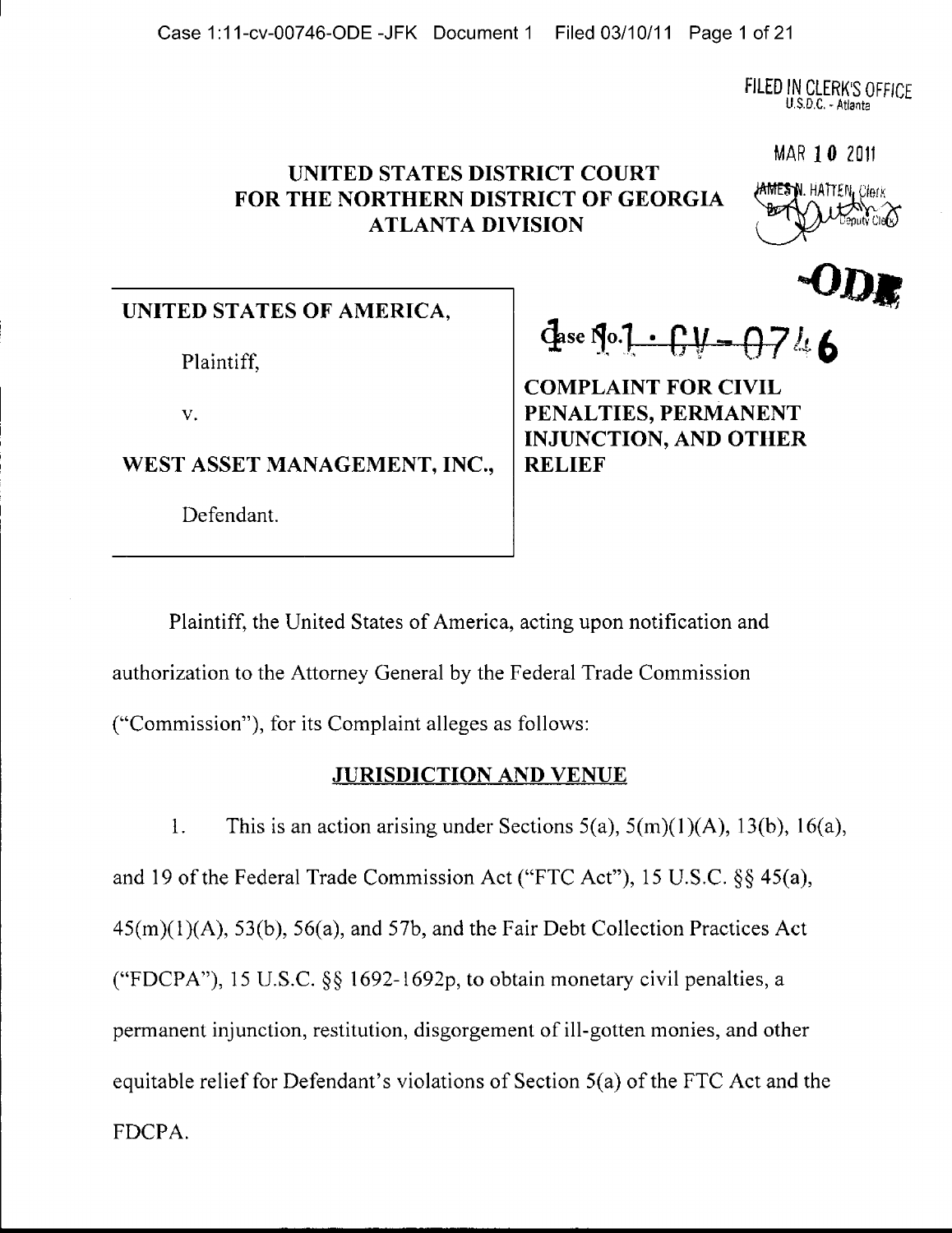FILED IN CLERK'S OFFICE
U.S.D.C. - Atlanta

MAR 10 2011

JAMES N. HATTEN, Clerk
By: Deputy Clerk

# UNITED STATES DISTRICT COURT FOR THE NORTHERN DISTRICT OF GEORGIA ATLANTA DIVISION

| | |
|---|---|
| **UNITED STATES OF AMERICA,**<br><br>Plaintiff,<br><br>v.<br><br>**WEST ASSET MANAGEMENT, INC.,**<br><br>Defendant. | Case No. 1 : CV - 0746 -ODE<br><br>**COMPLAINT FOR CIVIL PENALTIES, PERMANENT INJUNCTION, AND OTHER RELIEF** |

Plaintiff, the United States of America, acting upon notification and authorization to the Attorney General by the Federal Trade Commission ("Commission"), for its Complaint alleges as follows:

## JURISDICTION AND VENUE

1. This is an action arising under Sections 5(a), 5(m)(1)(A), 13(b), 16(a), and 19 of the Federal Trade Commission Act ("FTC Act"), 15 U.S.C. §§ 45(a), 45(m)(1)(A), 53(b), 56(a), and 57b, and the Fair Debt Collection Practices Act ("FDCPA"), 15 U.S.C. §§ 1692-1692p, to obtain monetary civil penalties, a permanent injunction, restitution, disgorgement of ill-gotten monies, and other equitable relief for Defendant's violations of Section 5(a) of the FTC Act and the FDCPA.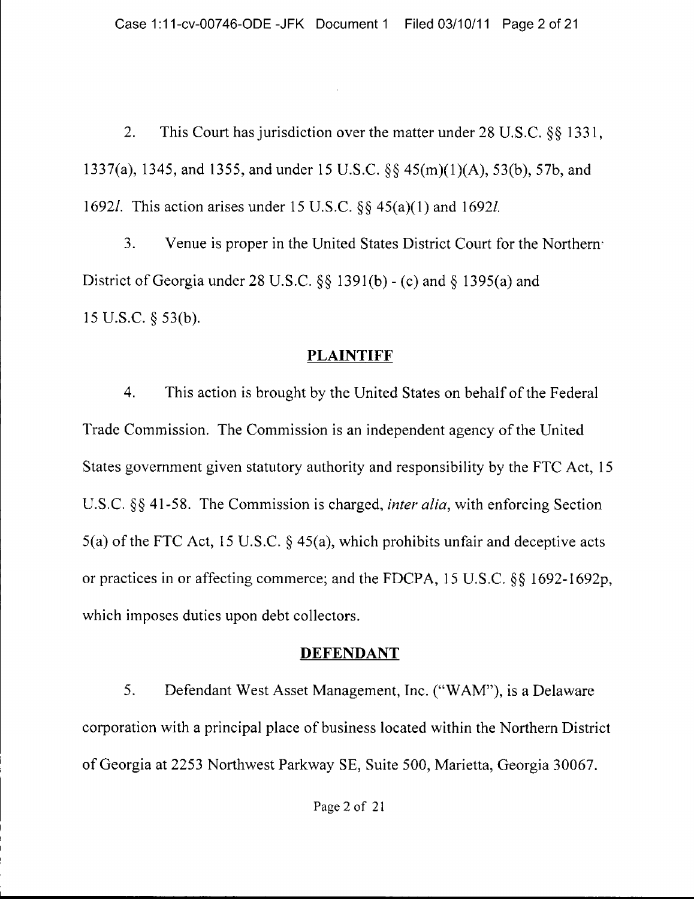2. This Court has jurisdiction over the matter under 28 U.S.C. §§ 1331, 1337(a), 1345, and 1355, and under 15 U.S.C. §§ 45(m)(1)(A), 53(b), 57b, and 1692*l*. This action arises under 15 U.S.C. §§ 45(a)(1) and 1692*l*.

3. Venue is proper in the United States District Court for the Northern District of Georgia under 28 U.S.C. §§ 1391(b) - (c) and § 1395(a) and 15 U.S.C. § 53(b).

## PLAINTIFF

4. This action is brought by the United States on behalf of the Federal Trade Commission. The Commission is an independent agency of the United States government given statutory authority and responsibility by the FTC Act, 15 U.S.C. §§ 41-58. The Commission is charged, *inter alia*, with enforcing Section 5(a) of the FTC Act, 15 U.S.C. § 45(a), which prohibits unfair and deceptive acts or practices in or affecting commerce; and the FDCPA, 15 U.S.C. §§ 1692-1692p, which imposes duties upon debt collectors.

## DEFENDANT

5. Defendant West Asset Management, Inc. ("WAM"), is a Delaware corporation with a principal place of business located within the Northern District of Georgia at 2253 Northwest Parkway SE, Suite 500, Marietta, Georgia 30067.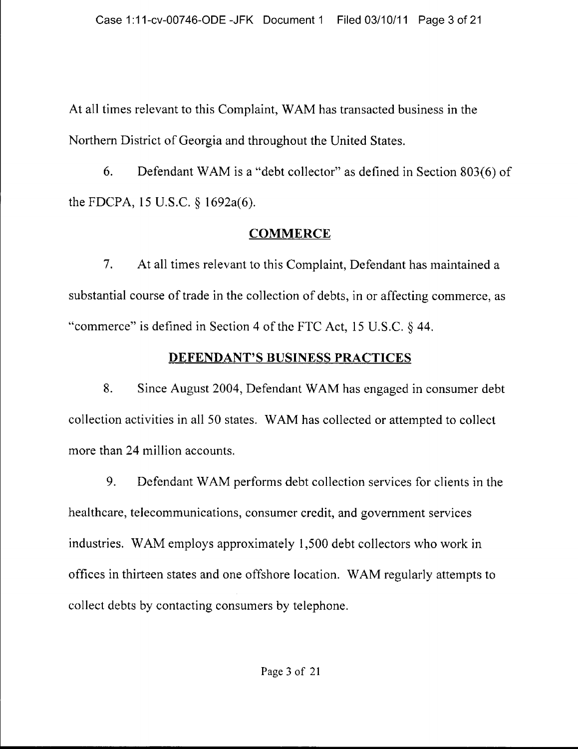At all times relevant to this Complaint, WAM has transacted business in the Northern District of Georgia and throughout the United States.

6. Defendant WAM is a "debt collector" as defined in Section 803(6) of the FDCPA, 15 U.S.C. § 1692a(6).

## COMMERCE

7. At all times relevant to this Complaint, Defendant has maintained a substantial course of trade in the collection of debts, in or affecting commerce, as "commerce" is defined in Section 4 of the FTC Act, 15 U.S.C. § 44.

## DEFENDANT'S BUSINESS PRACTICES

8. Since August 2004, Defendant WAM has engaged in consumer debt collection activities in all 50 states. WAM has collected or attempted to collect more than 24 million accounts.

9. Defendant WAM performs debt collection services for clients in the healthcare, telecommunications, consumer credit, and government services industries. WAM employs approximately 1,500 debt collectors who work in offices in thirteen states and one offshore location. WAM regularly attempts to collect debts by contacting consumers by telephone.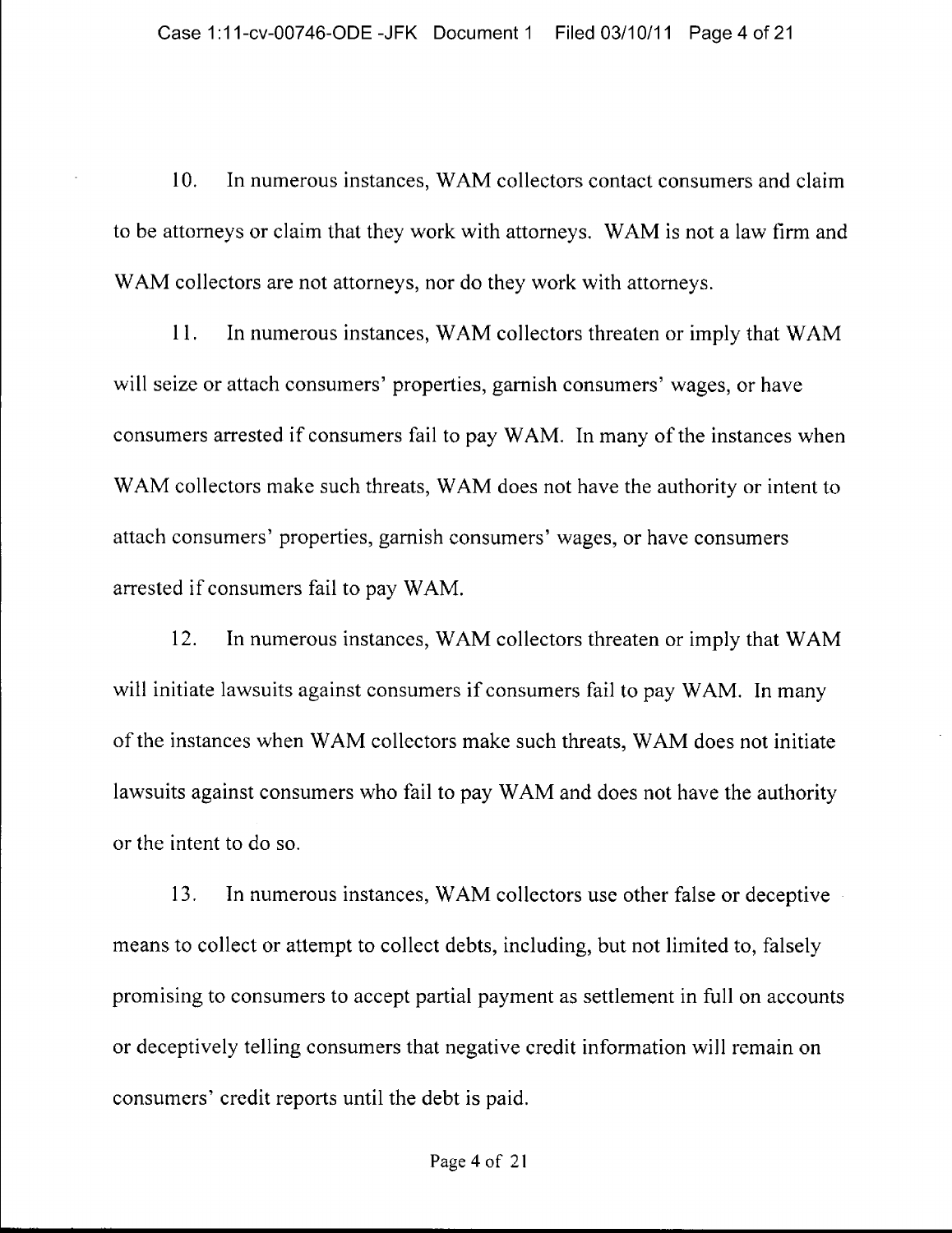10. In numerous instances, WAM collectors contact consumers and claim to be attorneys or claim that they work with attorneys. WAM is not a law firm and WAM collectors are not attorneys, nor do they work with attorneys.

11. In numerous instances, WAM collectors threaten or imply that WAM will seize or attach consumers' properties, garnish consumers' wages, or have consumers arrested if consumers fail to pay WAM. In many of the instances when WAM collectors make such threats, WAM does not have the authority or intent to attach consumers' properties, garnish consumers' wages, or have consumers arrested if consumers fail to pay WAM.

12. In numerous instances, WAM collectors threaten or imply that WAM will initiate lawsuits against consumers if consumers fail to pay WAM. In many of the instances when WAM collectors make such threats, WAM does not initiate lawsuits against consumers who fail to pay WAM and does not have the authority or the intent to do so.

13. In numerous instances, WAM collectors use other false or deceptive means to collect or attempt to collect debts, including, but not limited to, falsely promising to consumers to accept partial payment as settlement in full on accounts or deceptively telling consumers that negative credit information will remain on consumers' credit reports until the debt is paid.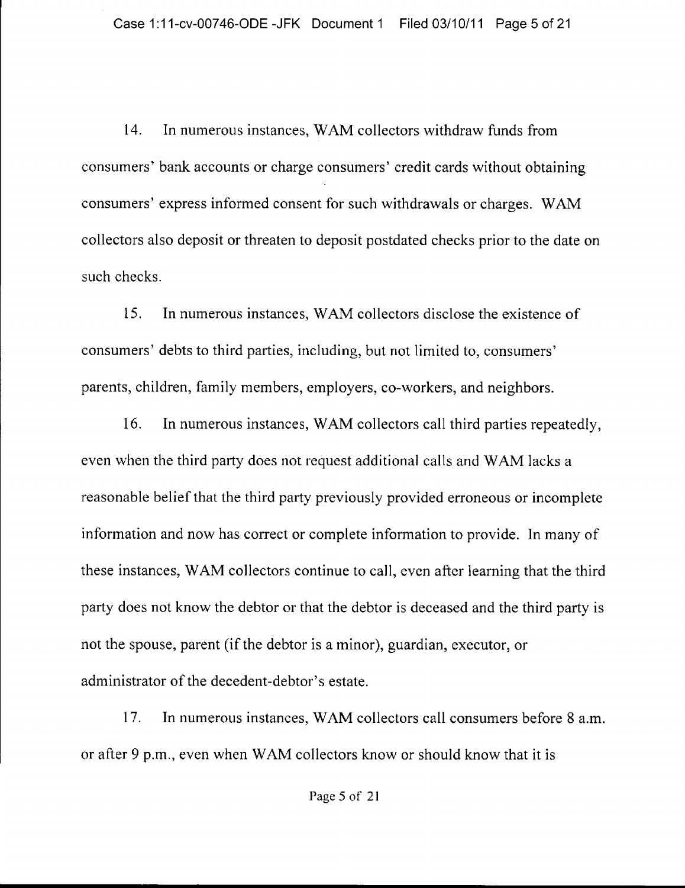14. In numerous instances, WAM collectors withdraw funds from consumers' bank accounts or charge consumers' credit cards without obtaining consumers' express informed consent for such withdrawals or charges. WAM collectors also deposit or threaten to deposit postdated checks prior to the date on such checks.

15. In numerous instances, WAM collectors disclose the existence of consumers' debts to third parties, including, but not limited to, consumers' parents, children, family members, employers, co-workers, and neighbors.

16. In numerous instances, WAM collectors call third parties repeatedly, even when the third party does not request additional calls and WAM lacks a reasonable belief that the third party previously provided erroneous or incomplete information and now has correct or complete information to provide. In many of these instances, WAM collectors continue to call, even after learning that the third party does not know the debtor or that the debtor is deceased and the third party is not the spouse, parent (if the debtor is a minor), guardian, executor, or administrator of the decedent-debtor's estate.

17. In numerous instances, WAM collectors call consumers before 8 a.m. or after 9 p.m., even when WAM collectors know or should know that it is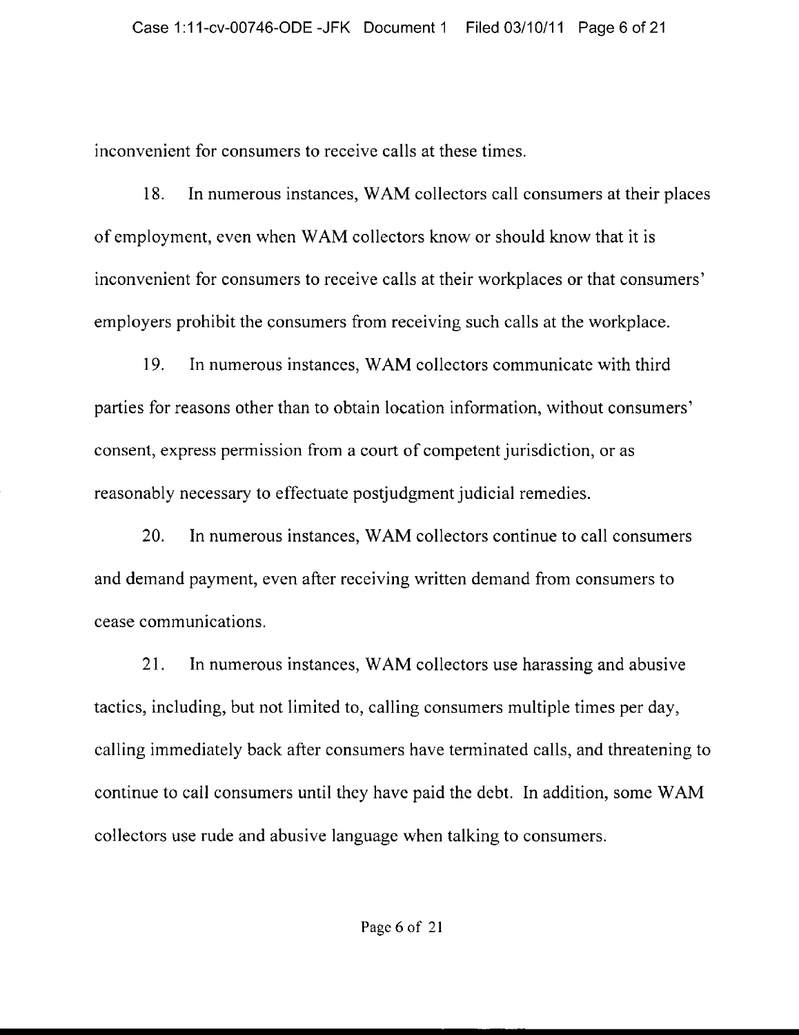inconvenient for consumers to receive calls at these times.

18. In numerous instances, WAM collectors call consumers at their places of employment, even when WAM collectors know or should know that it is inconvenient for consumers to receive calls at their workplaces or that consumers' employers prohibit the consumers from receiving such calls at the workplace.

19. In numerous instances, WAM collectors communicate with third parties for reasons other than to obtain location information, without consumers' consent, express permission from a court of competent jurisdiction, or as reasonably necessary to effectuate postjudgment judicial remedies.

20. In numerous instances, WAM collectors continue to call consumers and demand payment, even after receiving written demand from consumers to cease communications.

21. In numerous instances, WAM collectors use harassing and abusive tactics, including, but not limited to, calling consumers multiple times per day, calling immediately back after consumers have terminated calls, and threatening to continue to call consumers until they have paid the debt. In addition, some WAM collectors use rude and abusive language when talking to consumers.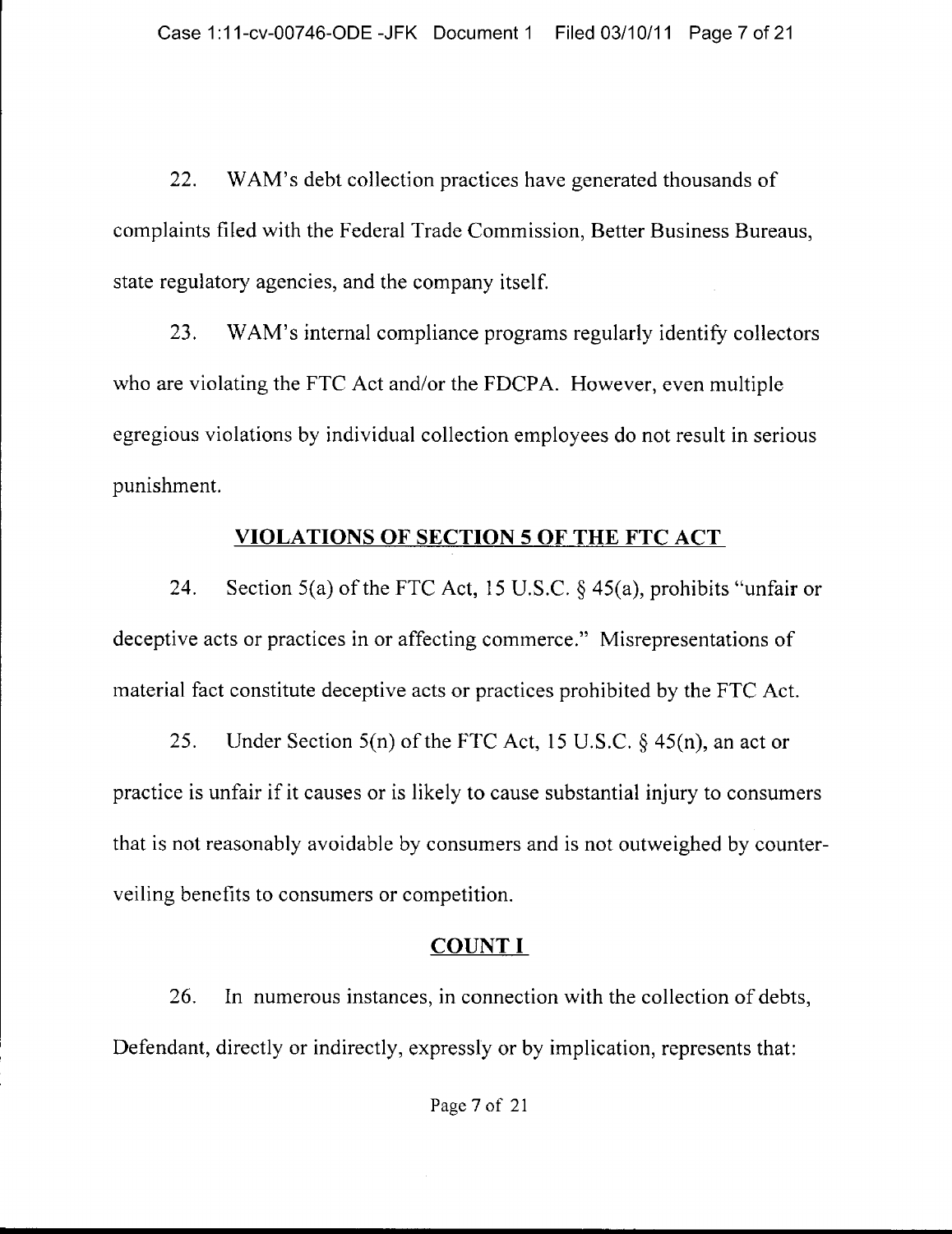22. WAM's debt collection practices have generated thousands of complaints filed with the Federal Trade Commission, Better Business Bureaus, state regulatory agencies, and the company itself.

23. WAM's internal compliance programs regularly identify collectors who are violating the FTC Act and/or the FDCPA. However, even multiple egregious violations by individual collection employees do not result in serious punishment.

## VIOLATIONS OF SECTION 5 OF THE FTC ACT

24. Section 5(a) of the FTC Act, 15 U.S.C. § 45(a), prohibits "unfair or deceptive acts or practices in or affecting commerce." Misrepresentations of material fact constitute deceptive acts or practices prohibited by the FTC Act.

25. Under Section 5(n) of the FTC Act, 15 U.S.C. § 45(n), an act or practice is unfair if it causes or is likely to cause substantial injury to consumers that is not reasonably avoidable by consumers and is not outweighed by countervailing benefits to consumers or competition.

## COUNT I

26. In numerous instances, in connection with the collection of debts, Defendant, directly or indirectly, expressly or by implication, represents that: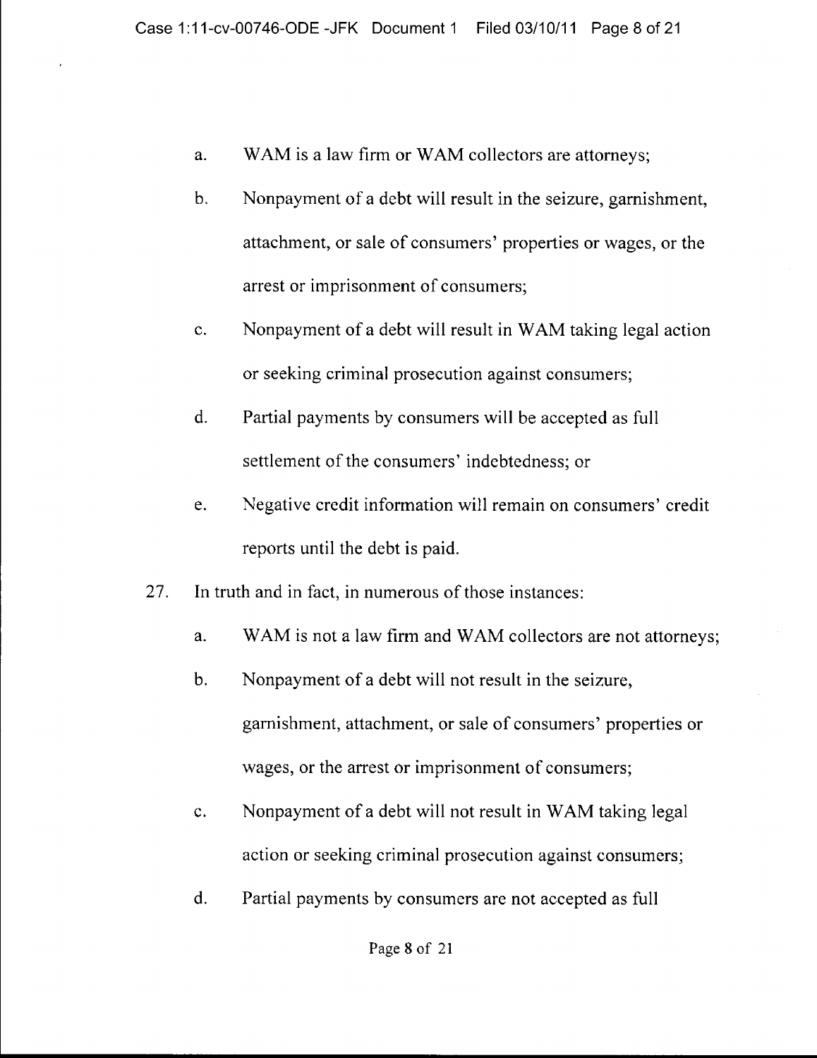a. WAM is a law firm or WAM collectors are attorneys;

b. Nonpayment of a debt will result in the seizure, garnishment, attachment, or sale of consumers' properties or wages, or the arrest or imprisonment of consumers;

c. Nonpayment of a debt will result in WAM taking legal action or seeking criminal prosecution against consumers;

d. Partial payments by consumers will be accepted as full settlement of the consumers' indebtedness; or

e. Negative credit information will remain on consumers' credit reports until the debt is paid.

27. In truth and in fact, in numerous of those instances:

a. WAM is not a law firm and WAM collectors are not attorneys;

b. Nonpayment of a debt will not result in the seizure, garnishment, attachment, or sale of consumers' properties or wages, or the arrest or imprisonment of consumers;

c. Nonpayment of a debt will not result in WAM taking legal action or seeking criminal prosecution against consumers;

d. Partial payments by consumers are not accepted as full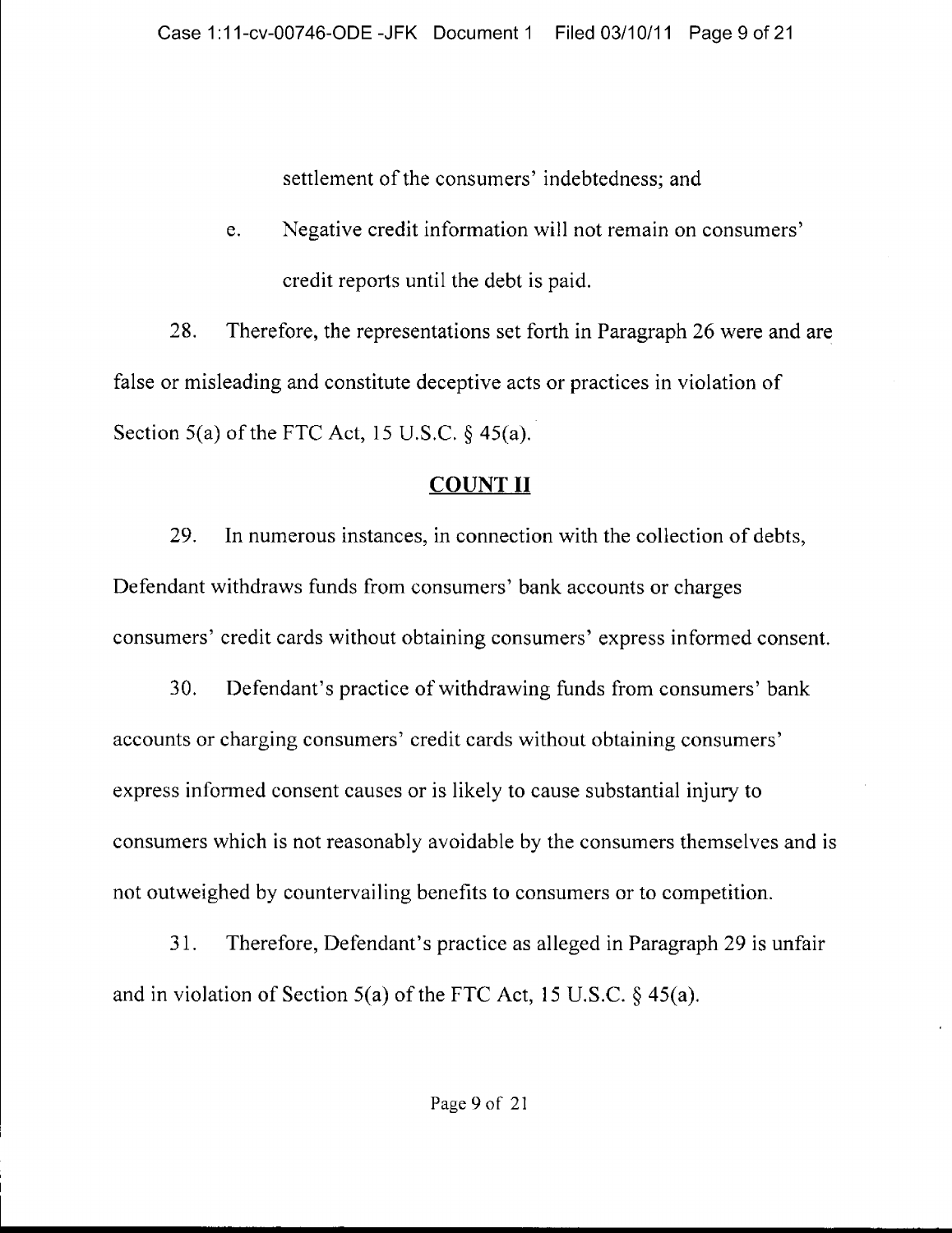settlement of the consumers' indebtedness; and

e. Negative credit information will not remain on consumers' credit reports until the debt is paid.

28. Therefore, the representations set forth in Paragraph 26 were and are false or misleading and constitute deceptive acts or practices in violation of Section 5(a) of the FTC Act, 15 U.S.C. § 45(a).

## COUNT II

29. In numerous instances, in connection with the collection of debts, Defendant withdraws funds from consumers' bank accounts or charges consumers' credit cards without obtaining consumers' express informed consent.

30. Defendant's practice of withdrawing funds from consumers' bank accounts or charging consumers' credit cards without obtaining consumers' express informed consent causes or is likely to cause substantial injury to consumers which is not reasonably avoidable by the consumers themselves and is not outweighed by countervailing benefits to consumers or to competition.

31. Therefore, Defendant's practice as alleged in Paragraph 29 is unfair and in violation of Section 5(a) of the FTC Act, 15 U.S.C. § 45(a).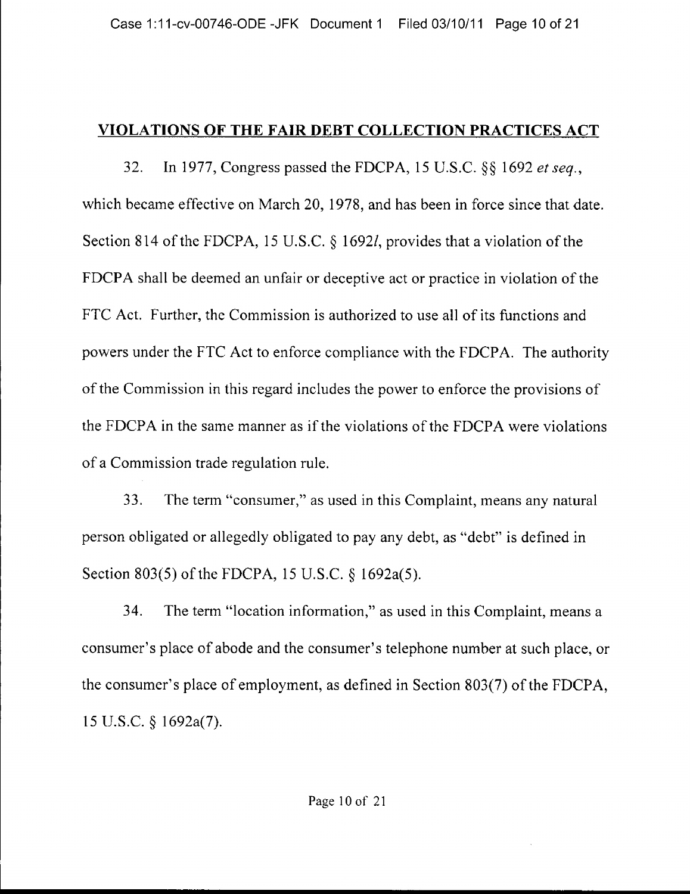## VIOLATIONS OF THE FAIR DEBT COLLECTION PRACTICES ACT

32. In 1977, Congress passed the FDCPA, 15 U.S.C. §§ 1692 *et seq.*, which became effective on March 20, 1978, and has been in force since that date. Section 814 of the FDCPA, 15 U.S.C. § 1692*l*, provides that a violation of the FDCPA shall be deemed an unfair or deceptive act or practice in violation of the FTC Act. Further, the Commission is authorized to use all of its functions and powers under the FTC Act to enforce compliance with the FDCPA. The authority of the Commission in this regard includes the power to enforce the provisions of the FDCPA in the same manner as if the violations of the FDCPA were violations of a Commission trade regulation rule.

33. The term "consumer," as used in this Complaint, means any natural person obligated or allegedly obligated to pay any debt, as "debt" is defined in Section 803(5) of the FDCPA, 15 U.S.C. § 1692a(5).

34. The term "location information," as used in this Complaint, means a consumer's place of abode and the consumer's telephone number at such place, or the consumer's place of employment, as defined in Section 803(7) of the FDCPA, 15 U.S.C. § 1692a(7).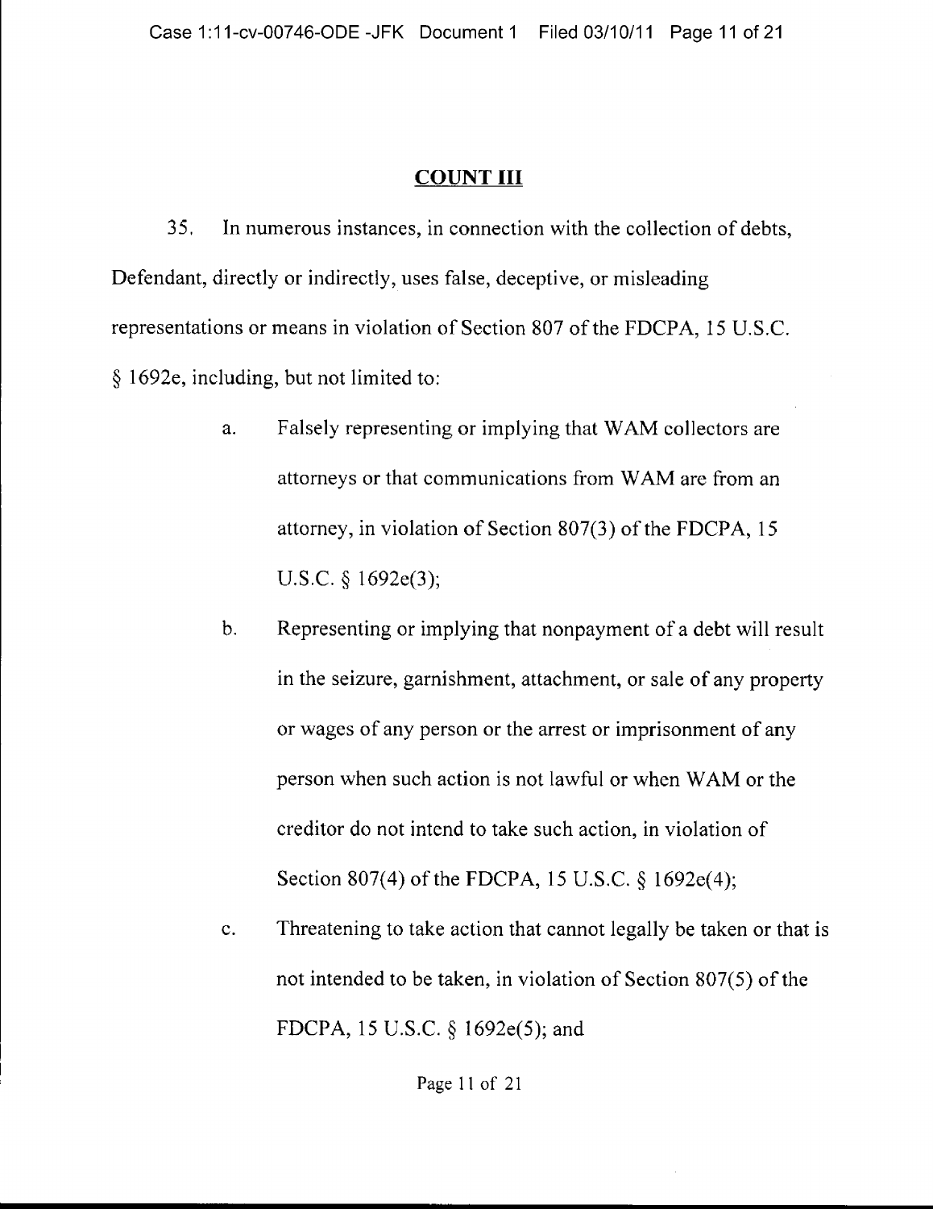## COUNT III

35. In numerous instances, in connection with the collection of debts, Defendant, directly or indirectly, uses false, deceptive, or misleading representations or means in violation of Section 807 of the FDCPA, 15 U.S.C. § 1692e, including, but not limited to:

a. Falsely representing or implying that WAM collectors are attorneys or that communications from WAM are from an attorney, in violation of Section 807(3) of the FDCPA, 15 U.S.C. § 1692e(3);

b. Representing or implying that nonpayment of a debt will result in the seizure, garnishment, attachment, or sale of any property or wages of any person or the arrest or imprisonment of any person when such action is not lawful or when WAM or the creditor do not intend to take such action, in violation of Section 807(4) of the FDCPA, 15 U.S.C. § 1692e(4);

c. Threatening to take action that cannot legally be taken or that is not intended to be taken, in violation of Section 807(5) of the FDCPA, 15 U.S.C. § 1692e(5); and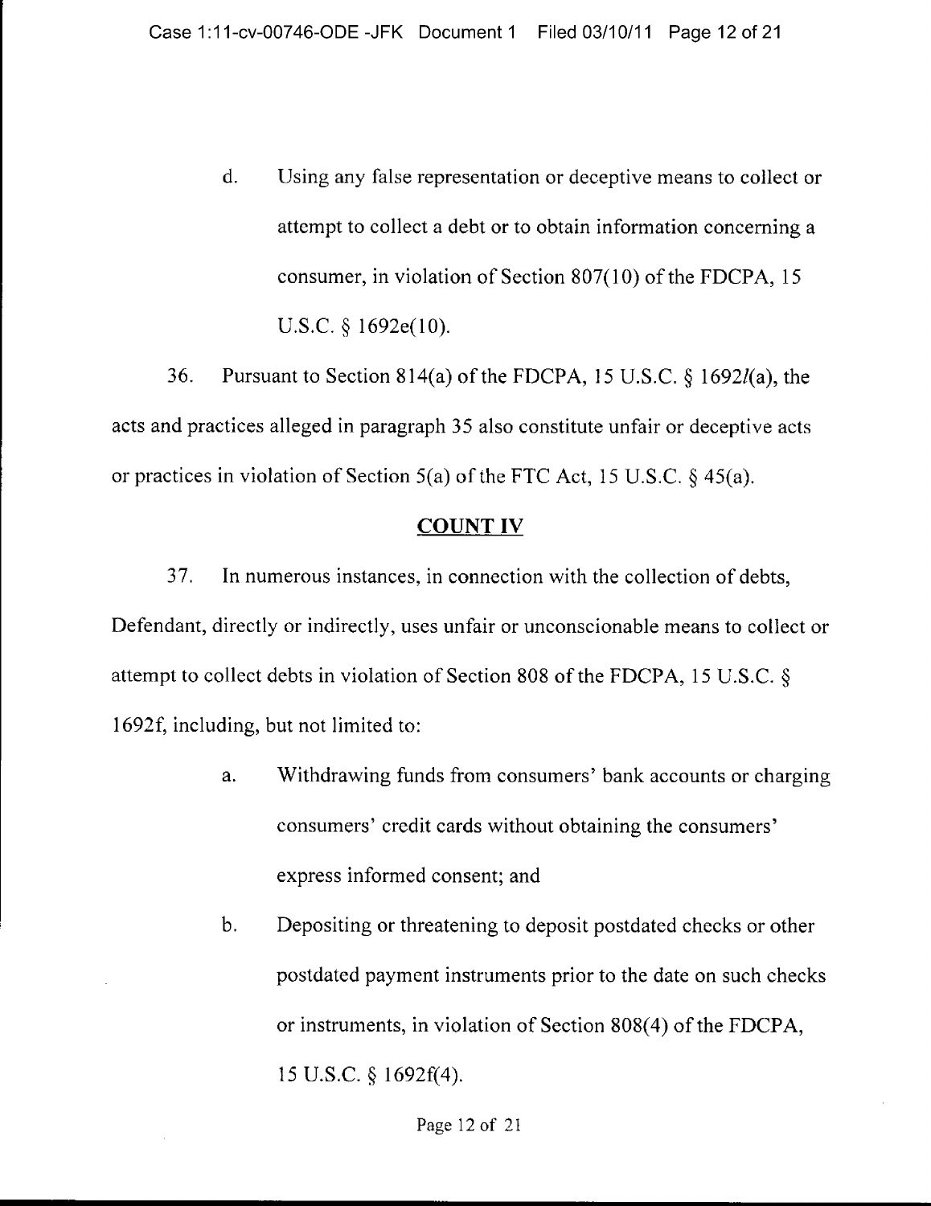d. Using any false representation or deceptive means to collect or attempt to collect a debt or to obtain information concerning a consumer, in violation of Section 807(10) of the FDCPA, 15 U.S.C. § 1692e(10).

36. Pursuant to Section 814(a) of the FDCPA, 15 U.S.C. § 1692*l*(a), the acts and practices alleged in paragraph 35 also constitute unfair or deceptive acts or practices in violation of Section 5(a) of the FTC Act, 15 U.S.C. § 45(a).

## COUNT IV

37. In numerous instances, in connection with the collection of debts, Defendant, directly or indirectly, uses unfair or unconscionable means to collect or attempt to collect debts in violation of Section 808 of the FDCPA, 15 U.S.C. § 1692f, including, but not limited to:

a. Withdrawing funds from consumers' bank accounts or charging consumers' credit cards without obtaining the consumers' express informed consent; and

b. Depositing or threatening to deposit postdated checks or other postdated payment instruments prior to the date on such checks or instruments, in violation of Section 808(4) of the FDCPA, 15 U.S.C. § 1692f(4).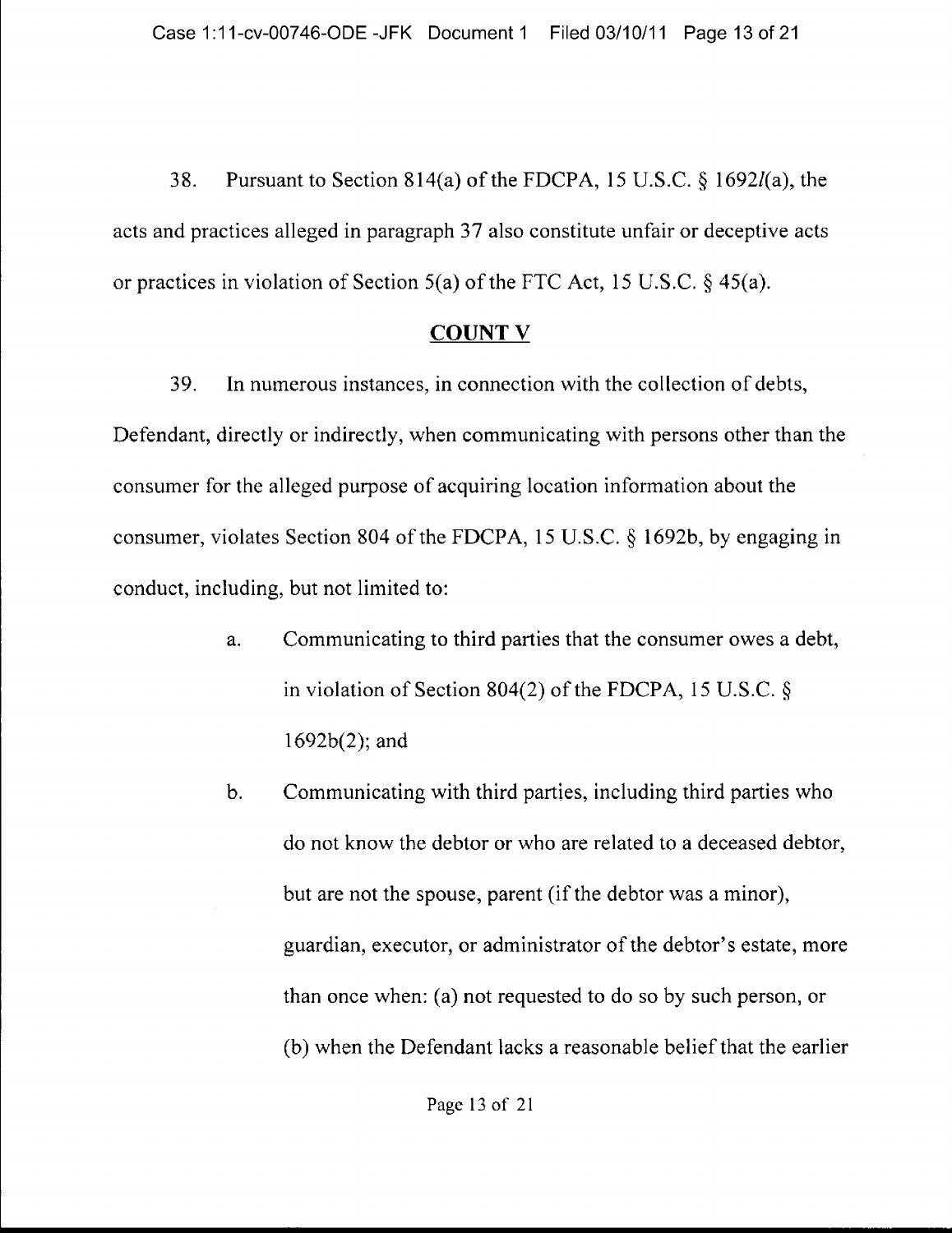38. Pursuant to Section 814(a) of the FDCPA, 15 U.S.C. § 1692*l*(a), the acts and practices alleged in paragraph 37 also constitute unfair or deceptive acts or practices in violation of Section 5(a) of the FTC Act, 15 U.S.C. § 45(a).

## COUNT V

39. In numerous instances, in connection with the collection of debts, Defendant, directly or indirectly, when communicating with persons other than the consumer for the alleged purpose of acquiring location information about the consumer, violates Section 804 of the FDCPA, 15 U.S.C. § 1692b, by engaging in conduct, including, but not limited to:

   a. Communicating to third parties that the consumer owes a debt, in violation of Section 804(2) of the FDCPA, 15 U.S.C. § 1692b(2); and

   b. Communicating with third parties, including third parties who do not know the debtor or who are related to a deceased debtor, but are not the spouse, parent (if the debtor was a minor), guardian, executor, or administrator of the debtor's estate, more than once when: (a) not requested to do so by such person, or (b) when the Defendant lacks a reasonable belief that the earlier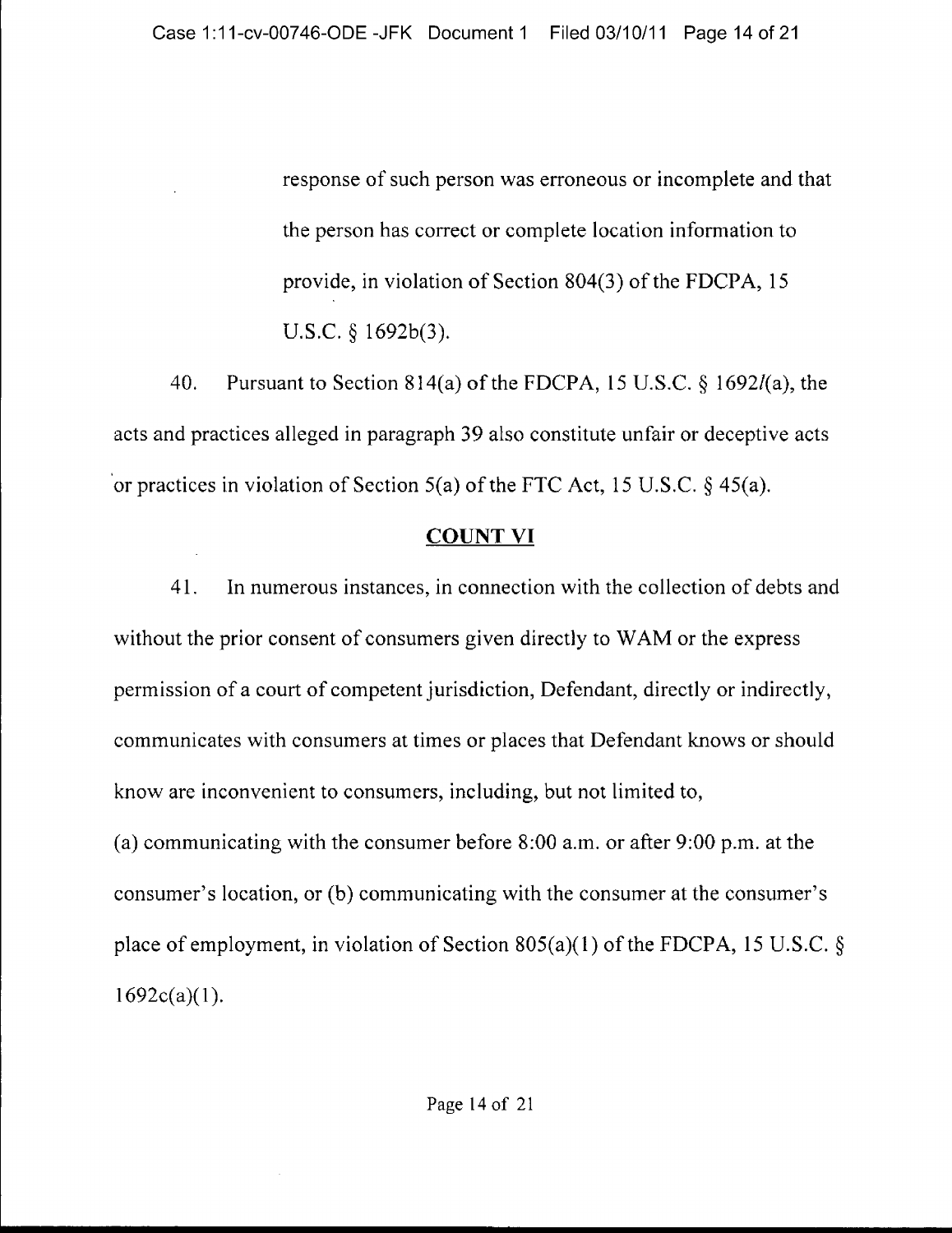response of such person was erroneous or incomplete and that the person has correct or complete location information to provide, in violation of Section 804(3) of the FDCPA, 15 U.S.C. § 1692b(3).

40. Pursuant to Section 814(a) of the FDCPA, 15 U.S.C. § 1692*l*(a), the acts and practices alleged in paragraph 39 also constitute unfair or deceptive acts or practices in violation of Section 5(a) of the FTC Act, 15 U.S.C. § 45(a).

## COUNT VI

41. In numerous instances, in connection with the collection of debts and without the prior consent of consumers given directly to WAM or the express permission of a court of competent jurisdiction, Defendant, directly or indirectly, communicates with consumers at times or places that Defendant knows or should know are inconvenient to consumers, including, but not limited to, (a) communicating with the consumer before 8:00 a.m. or after 9:00 p.m. at the consumer's location, or (b) communicating with the consumer at the consumer's place of employment, in violation of Section 805(a)(1) of the FDCPA, 15 U.S.C. § 1692c(a)(1).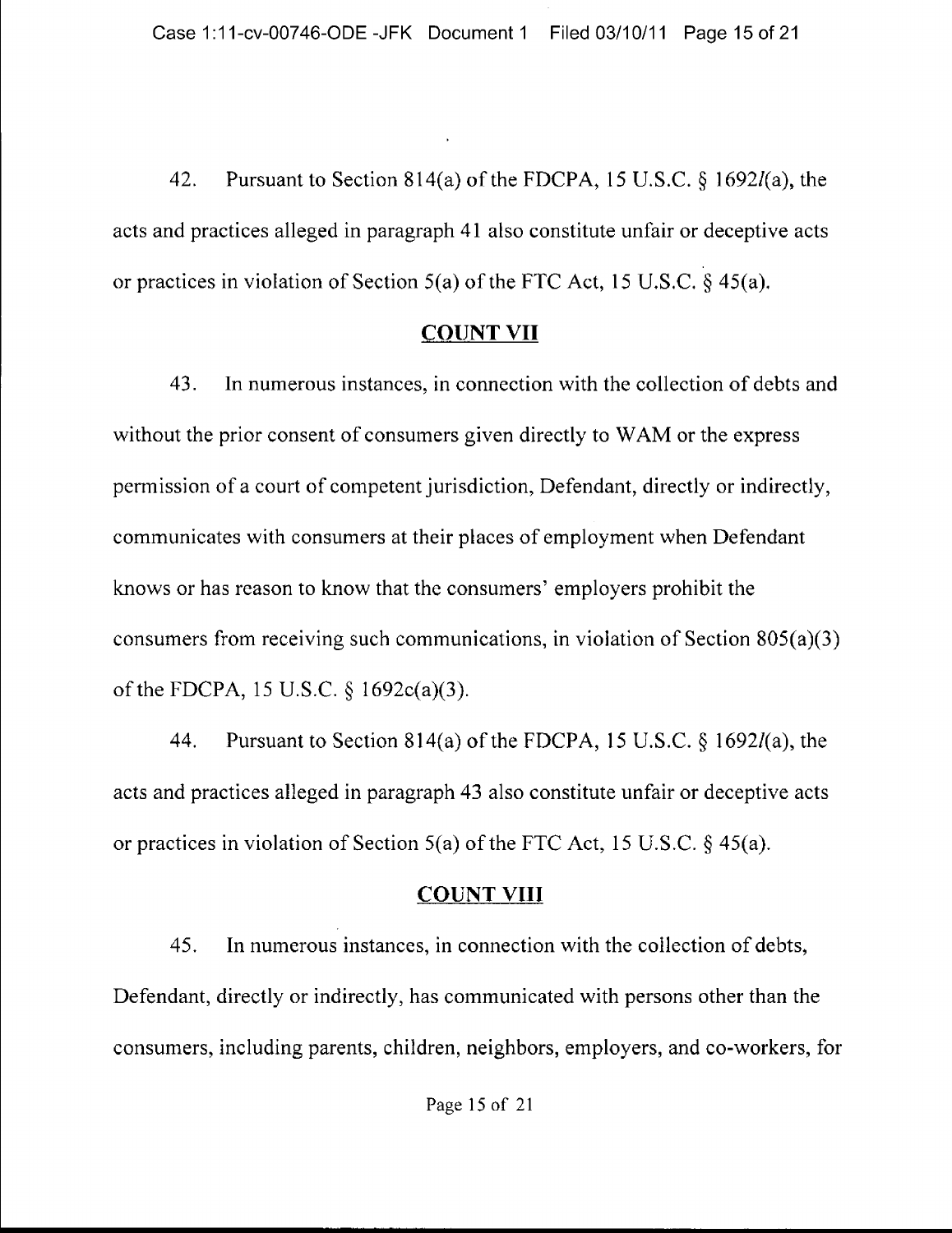42. Pursuant to Section 814(a) of the FDCPA, 15 U.S.C. § 1692*l*(a), the acts and practices alleged in paragraph 41 also constitute unfair or deceptive acts or practices in violation of Section 5(a) of the FTC Act, 15 U.S.C. § 45(a).

## COUNT VII

43. In numerous instances, in connection with the collection of debts and without the prior consent of consumers given directly to WAM or the express permission of a court of competent jurisdiction, Defendant, directly or indirectly, communicates with consumers at their places of employment when Defendant knows or has reason to know that the consumers' employers prohibit the consumers from receiving such communications, in violation of Section 805(a)(3) of the FDCPA, 15 U.S.C. § 1692c(a)(3).

44. Pursuant to Section 814(a) of the FDCPA, 15 U.S.C. § 1692*l*(a), the acts and practices alleged in paragraph 43 also constitute unfair or deceptive acts or practices in violation of Section 5(a) of the FTC Act, 15 U.S.C. § 45(a).

## COUNT VIII

45. In numerous instances, in connection with the collection of debts, Defendant, directly or indirectly, has communicated with persons other than the consumers, including parents, children, neighbors, employers, and co-workers, for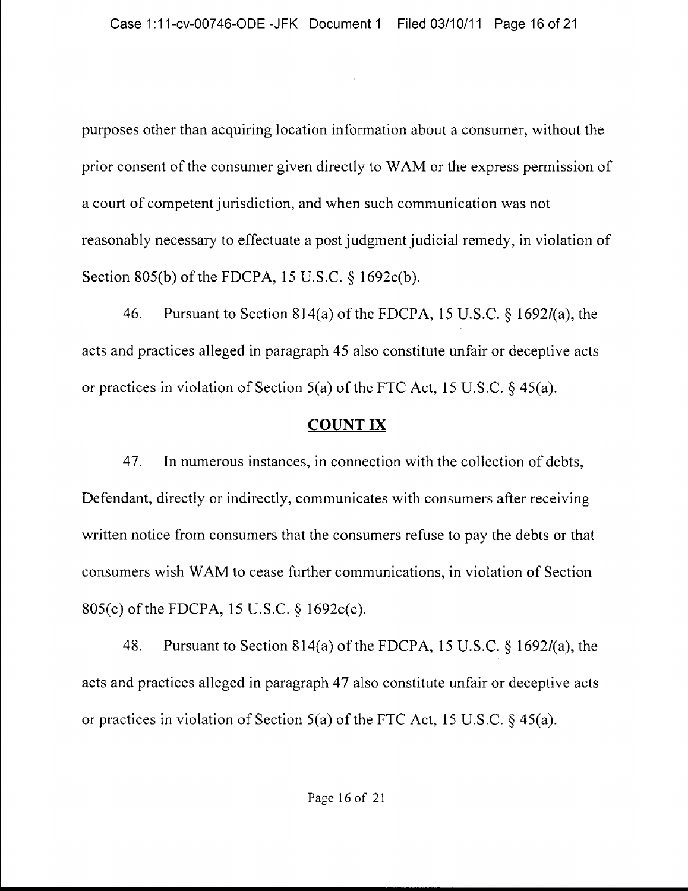purposes other than acquiring location information about a consumer, without the prior consent of the consumer given directly to WAM or the express permission of a court of competent jurisdiction, and when such communication was not reasonably necessary to effectuate a post judgment judicial remedy, in violation of Section 805(b) of the FDCPA, 15 U.S.C. § 1692c(b).

46. Pursuant to Section 814(a) of the FDCPA, 15 U.S.C. § 1692*l*(a), the acts and practices alleged in paragraph 45 also constitute unfair or deceptive acts or practices in violation of Section 5(a) of the FTC Act, 15 U.S.C. § 45(a).

## COUNT IX

47. In numerous instances, in connection with the collection of debts, Defendant, directly or indirectly, communicates with consumers after receiving written notice from consumers that the consumers refuse to pay the debts or that consumers wish WAM to cease further communications, in violation of Section 805(c) of the FDCPA, 15 U.S.C. § 1692c(c).

48. Pursuant to Section 814(a) of the FDCPA, 15 U.S.C. § 1692*l*(a), the acts and practices alleged in paragraph 47 also constitute unfair or deceptive acts or practices in violation of Section 5(a) of the FTC Act, 15 U.S.C. § 45(a).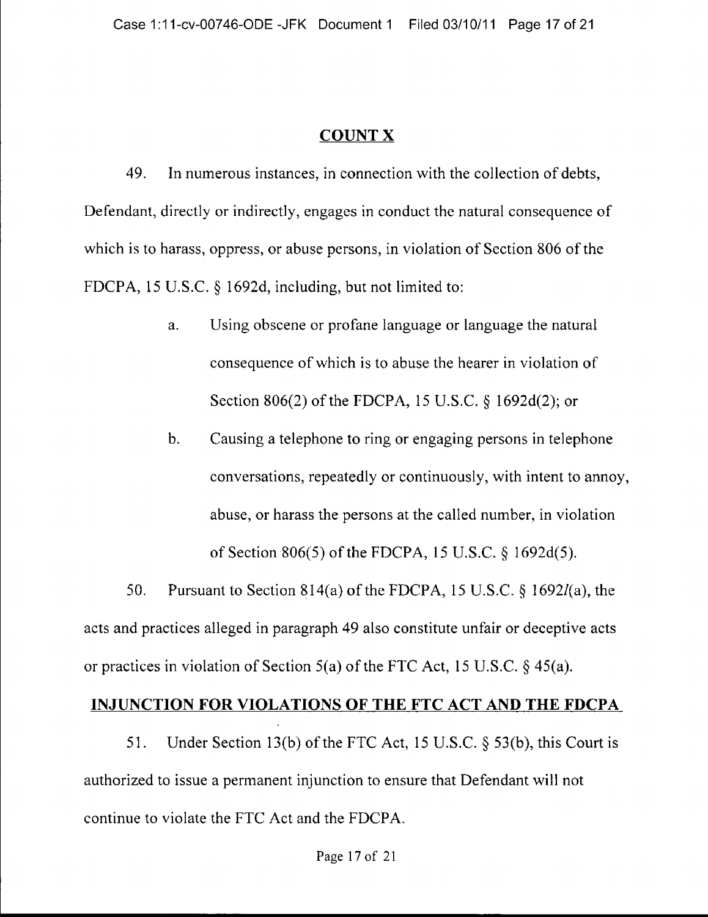## COUNT X

49. In numerous instances, in connection with the collection of debts, Defendant, directly or indirectly, engages in conduct the natural consequence of which is to harass, oppress, or abuse persons, in violation of Section 806 of the FDCPA, 15 U.S.C. § 1692d, including, but not limited to:

a. Using obscene or profane language or language the natural consequence of which is to abuse the hearer in violation of Section 806(2) of the FDCPA, 15 U.S.C. § 1692d(2); or

b. Causing a telephone to ring or engaging persons in telephone conversations, repeatedly or continuously, with intent to annoy, abuse, or harass the persons at the called number, in violation of Section 806(5) of the FDCPA, 15 U.S.C. § 1692d(5).

50. Pursuant to Section 814(a) of the FDCPA, 15 U.S.C. § 1692*l*(a), the acts and practices alleged in paragraph 49 also constitute unfair or deceptive acts or practices in violation of Section 5(a) of the FTC Act, 15 U.S.C. § 45(a).

## INJUNCTION FOR VIOLATIONS OF THE FTC ACT AND THE FDCPA

51. Under Section 13(b) of the FTC Act, 15 U.S.C. § 53(b), this Court is authorized to issue a permanent injunction to ensure that Defendant will not continue to violate the FTC Act and the FDCPA.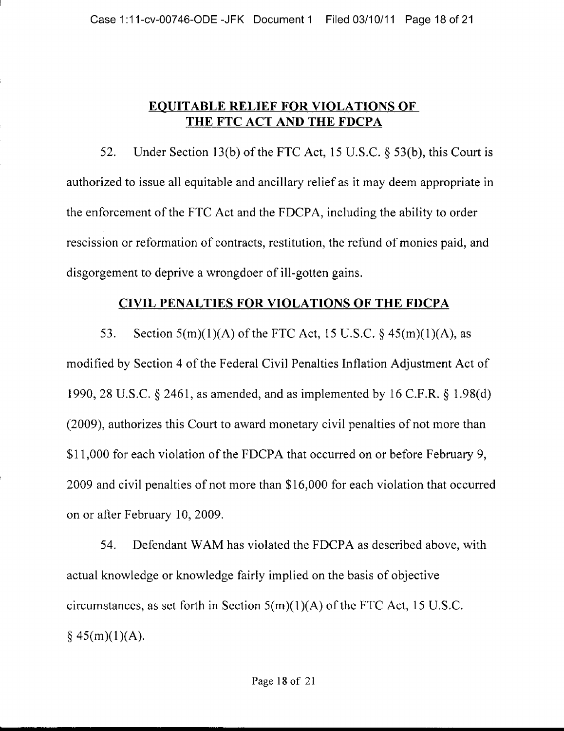## EQUITABLE RELIEF FOR VIOLATIONS OF THE FTC ACT AND THE FDCPA

52. Under Section 13(b) of the FTC Act, 15 U.S.C. § 53(b), this Court is authorized to issue all equitable and ancillary relief as it may deem appropriate in the enforcement of the FTC Act and the FDCPA, including the ability to order rescission or reformation of contracts, restitution, the refund of monies paid, and disgorgement to deprive a wrongdoer of ill-gotten gains.

## CIVIL PENALTIES FOR VIOLATIONS OF THE FDCPA

53. Section 5(m)(1)(A) of the FTC Act, 15 U.S.C. § 45(m)(1)(A), as modified by Section 4 of the Federal Civil Penalties Inflation Adjustment Act of 1990, 28 U.S.C. § 2461, as amended, and as implemented by 16 C.F.R. § 1.98(d) (2009), authorizes this Court to award monetary civil penalties of not more than $11,000 for each violation of the FDCPA that occurred on or before February 9, 2009 and civil penalties of not more than $16,000 for each violation that occurred on or after February 10, 2009.

54. Defendant WAM has violated the FDCPA as described above, with actual knowledge or knowledge fairly implied on the basis of objective circumstances, as set forth in Section 5(m)(1)(A) of the FTC Act, 15 U.S.C. § 45(m)(1)(A).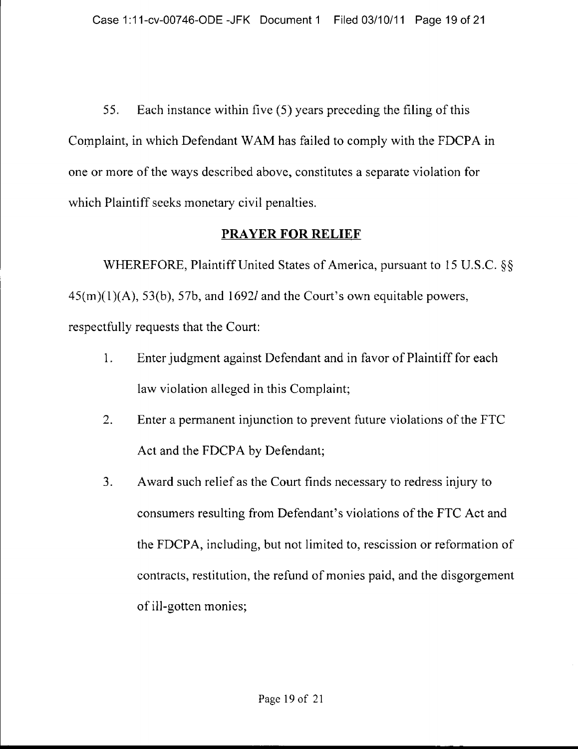55. Each instance within five (5) years preceding the filing of this Complaint, in which Defendant WAM has failed to comply with the FDCPA in one or more of the ways described above, constitutes a separate violation for which Plaintiff seeks monetary civil penalties.

## PRAYER FOR RELIEF

WHEREFORE, Plaintiff United States of America, pursuant to 15 U.S.C. §§ 45(m)(1)(A), 53(b), 57b, and 1692*l* and the Court's own equitable powers, respectfully requests that the Court:

1. Enter judgment against Defendant and in favor of Plaintiff for each law violation alleged in this Complaint;
2. Enter a permanent injunction to prevent future violations of the FTC Act and the FDCPA by Defendant;
3. Award such relief as the Court finds necessary to redress injury to consumers resulting from Defendant's violations of the FTC Act and the FDCPA, including, but not limited to, rescission or reformation of contracts, restitution, the refund of monies paid, and the disgorgement of ill-gotten monies;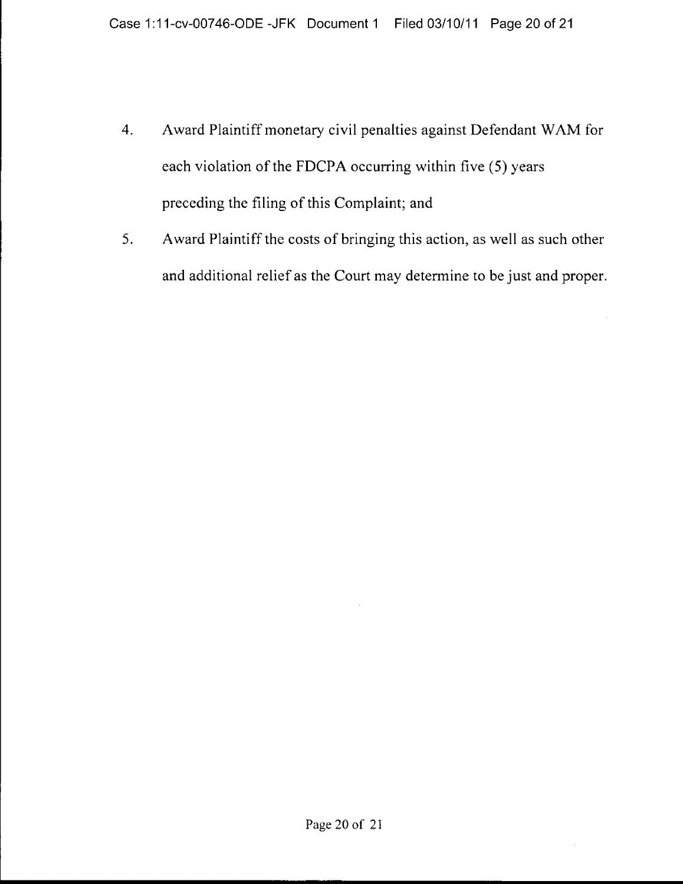4. Award Plaintiff monetary civil penalties against Defendant WAM for each violation of the FDCPA occurring within five (5) years preceding the filing of this Complaint; and

5. Award Plaintiff the costs of bringing this action, as well as such other and additional relief as the Court may determine to be just and proper.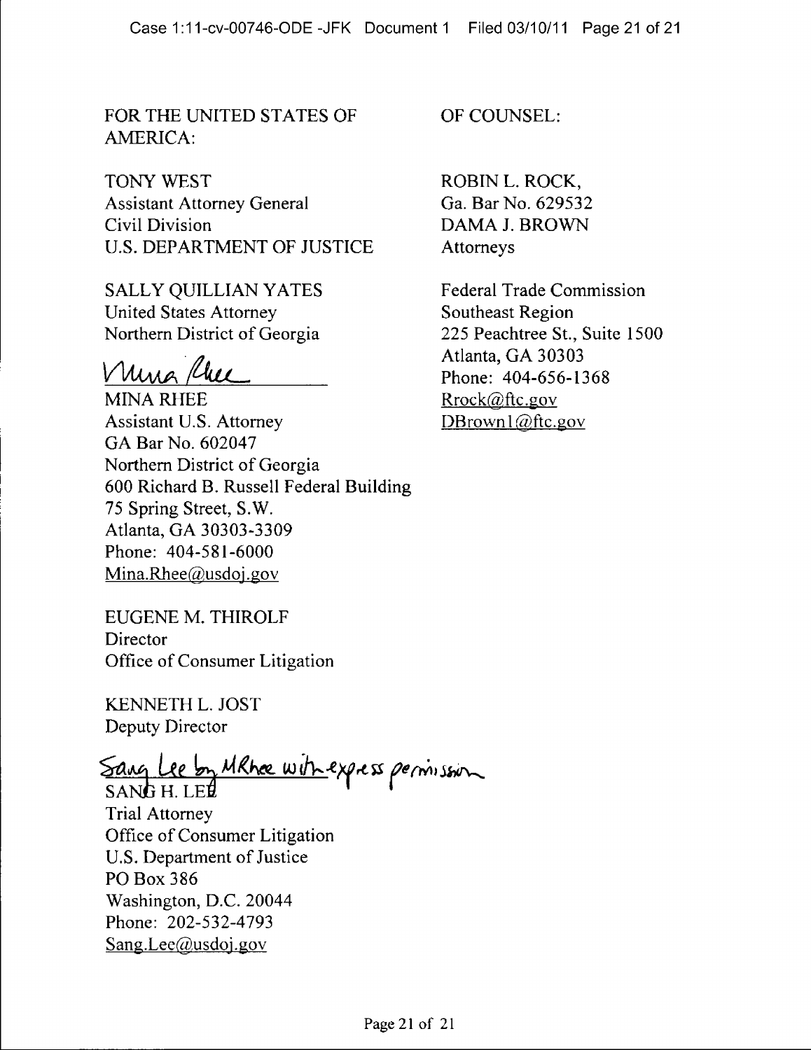FOR THE UNITED STATES OF AMERICA:

TONY WEST
Assistant Attorney General
Civil Division
U.S. DEPARTMENT OF JUSTICE

SALLY QUILLIAN YATES
United States Attorney
Northern District of Georgia

Mina Rhee

MINA RHEE
Assistant U.S. Attorney
GA Bar No. 602047
Northern District of Georgia
600 Richard B. Russell Federal Building
75 Spring Street, S.W.
Atlanta, GA 30303-3309
Phone: 404-581-6000
Mina.Rhee@usdoj.gov

EUGENE M. THIROLF
Director
Office of Consumer Litigation

KENNETH L. JOST
Deputy Director

Sang Lee by MRhee with express permission

SANG H. LEE
Trial Attorney
Office of Consumer Litigation
U.S. Department of Justice
PO Box 386
Washington, D.C. 20044
Phone: 202-532-4793
Sang.Lee@usdoj.gov

OF COUNSEL:

ROBIN L. ROCK,
Ga. Bar No. 629532
DAMA J. BROWN
Attorneys

Federal Trade Commission
Southeast Region
225 Peachtree St., Suite 1500
Atlanta, GA 30303
Phone: 404-656-1368
Rrock@ftc.gov
DBrown1@ftc.gov